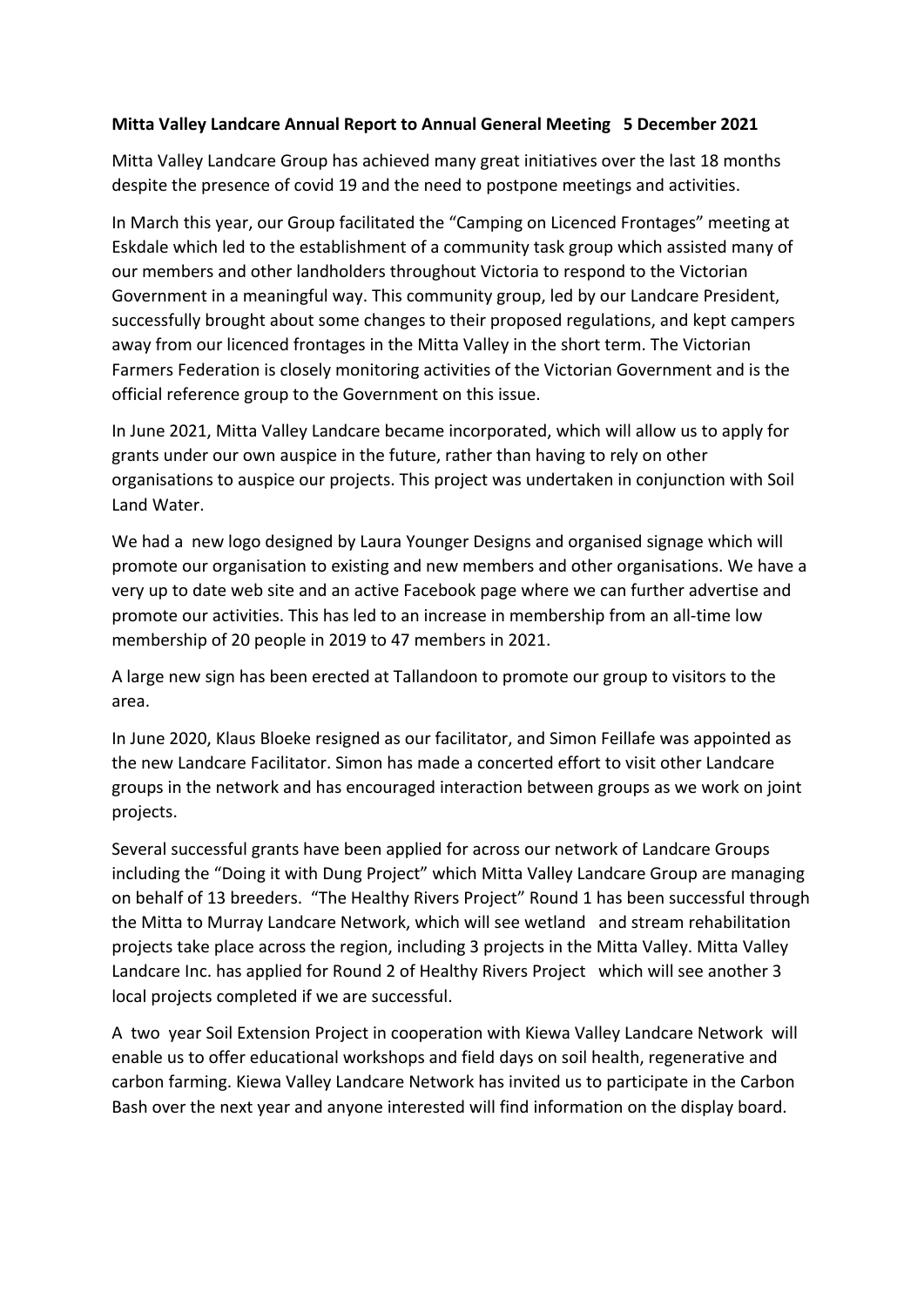**Mitta Valley Landcare Annual Report to Annual General Meeting 5 December 2021**

Mitta Valley Landcare Group has achieved many great initiatives over the last 18 months despite the presence of covid 19 and the need to postpone meetings and activities.

In March this year, our Group facilitated the "Camping on Licenced Frontages" meeting at Eskdale which led to the establishment of a community task group which assisted many of our members and other landholders throughout Victoria to respond to the Victorian Government in a meaningful way. This community group, led by our Landcare President, successfully brought about some changes to their proposed regulations, and kept campers away from our licenced frontages in the Mitta Valley in the short term. The Victorian Farmers Federation is closely monitoring activities of the Victorian Government and is the official reference group to the Government on this issue.

In June 2021, Mitta Valley Landcare became incorporated, which will allow us to apply for grants under our own auspice in the future, rather than having to rely on other organisations to auspice our projects. This project was undertaken in conjunction with Soil Land Water.

We had a new logo designed by Laura Younger Designs and organised signage which will promote our organisation to existing and new members and other organisations. We have a very up to date web site and an active Facebook page where we can further advertise and promote our activities. This has led to an increase in membership from an all-time low membership of 20 people in 2019 to 47 members in 2021.

A large new sign has been erected at Tallandoon to promote our group to visitors to the area.

In June 2020, Klaus Bloeke resigned as our facilitator, and Simon Feillafe was appointed as the new Landcare Facilitator. Simon has made a concerted effort to visit other Landcare groups in the network and has encouraged interaction between groups as we work on joint projects.

Several successful grants have been applied for across our network of Landcare Groups including the "Doing it with Dung Project" which Mitta Valley Landcare Group are managing on behalf of 13 breeders. "The Healthy Rivers Project" Round 1 has been successful through the Mitta to Murray Landcare Network, which will see wetland and stream rehabilitation projects take place across the region, including 3 projects in the Mitta Valley. Mitta Valley Landcare Inc. has applied for Round 2 of Healthy Rivers Project which will see another 3 local projects completed if we are successful.

A two year Soil Extension Project in cooperation with Kiewa Valley Landcare Network will enable us to offer educational workshops and field days on soil health, regenerative and carbon farming. Kiewa Valley Landcare Network has invited us to participate in the Carbon Bash over the next year and anyone interested will find information on the display board.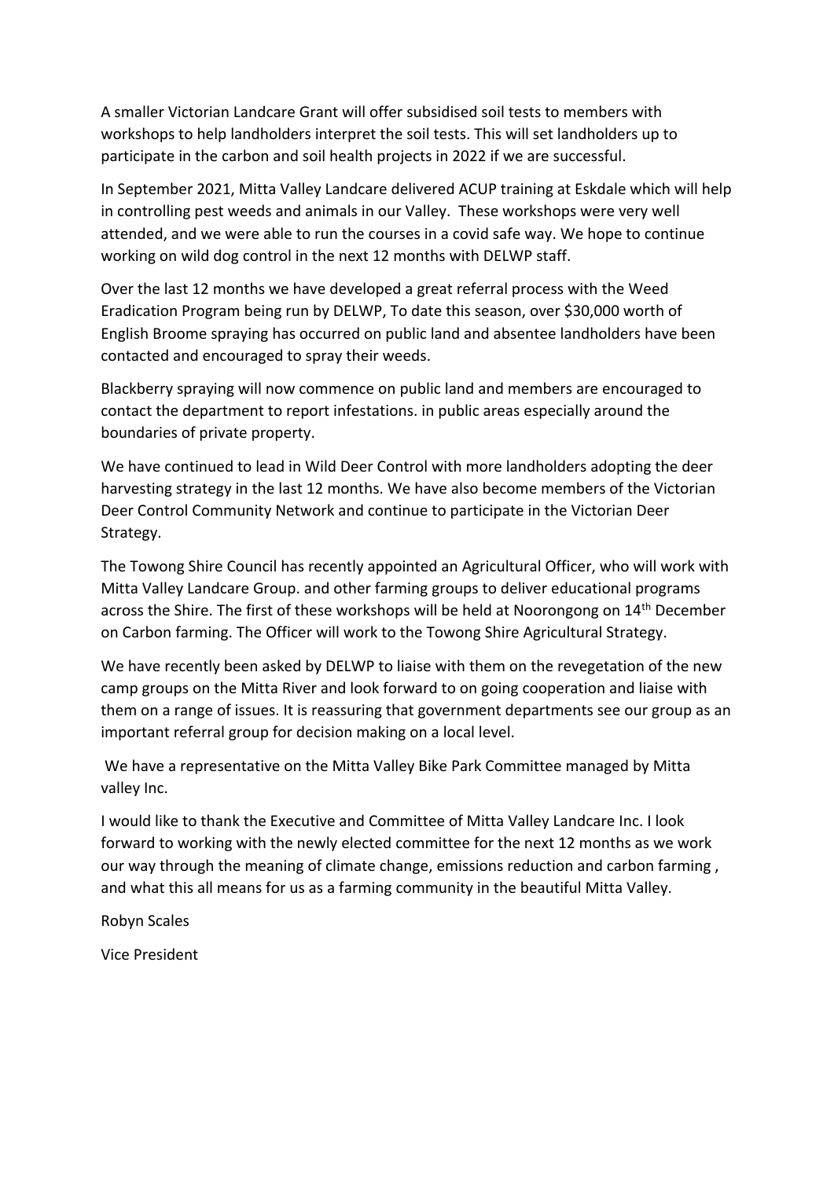A smaller Victorian Landcare Grant will offer subsidised soil tests to members with workshops to help landholders interpret the soil tests. This will set landholders up to participate in the carbon and soil health projects in 2022 if we are successful.

In September 2021, Mitta Valley Landcare delivered ACUP training at Eskdale which will help in controlling pest weeds and animals in our Valley. These workshops were very well attended, and we were able to run the courses in a covid safe way. We hope to continue working on wild dog control in the next 12 months with DELWP staff.

Over the last 12 months we have developed a great referral process with the Weed Eradication Program being run by DELWP, To date this season, over $30,000 worth of English Broome spraying has occurred on public land and absentee landholders have been contacted and encouraged to spray their weeds.

Blackberry spraying will now commence on public land and members are encouraged to contact the department to report infestations. in public areas especially around the boundaries of private property.

We have continued to lead in Wild Deer Control with more landholders adopting the deer harvesting strategy in the last 12 months. We have also become members of the Victorian Deer Control Community Network and continue to participate in the Victorian Deer Strategy.

The Towong Shire Council has recently appointed an Agricultural Officer, who will work with Mitta Valley Landcare Group. and other farming groups to deliver educational programs across the Shire. The first of these workshops will be held at Noorongong on 14th December on Carbon farming. The Officer will work to the Towong Shire Agricultural Strategy.

We have recently been asked by DELWP to liaise with them on the revegetation of the new camp groups on the Mitta River and look forward to on going cooperation and liaise with them on a range of issues. It is reassuring that government departments see our group as an important referral group for decision making on a local level.

We have a representative on the Mitta Valley Bike Park Committee managed by Mitta valley Inc.

I would like to thank the Executive and Committee of Mitta Valley Landcare Inc. I look forward to working with the newly elected committee for the next 12 months as we work our way through the meaning of climate change, emissions reduction and carbon farming , and what this all means for us as a farming community in the beautiful Mitta Valley.

Robyn Scales

Vice President